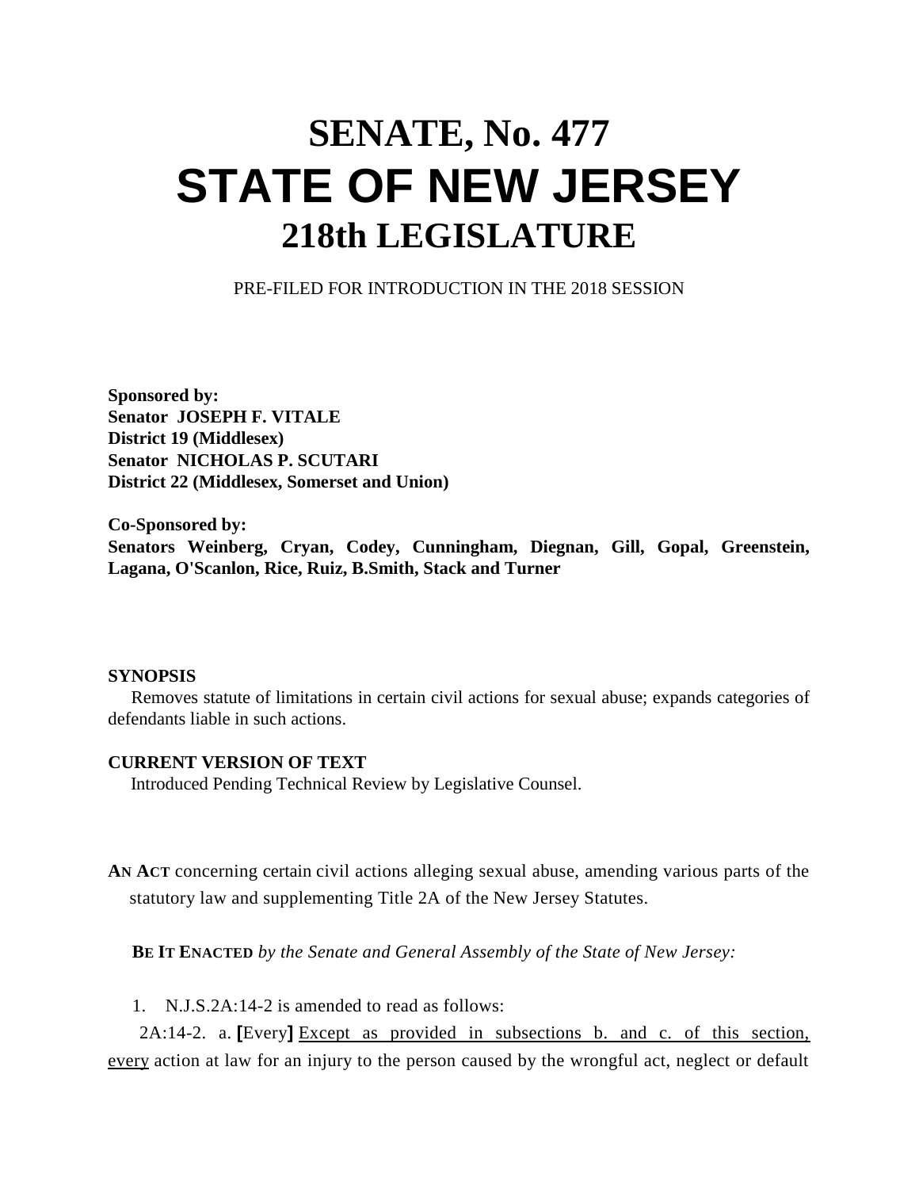# SENATE, No. 477

# STATE OF NEW JERSEY

## 218th LEGISLATURE

PRE-FILED FOR INTRODUCTION IN THE 2018 SESSION

**Sponsored by:**
**Senator JOSEPH F. VITALE**
**District 19 (Middlesex)**
**Senator NICHOLAS P. SCUTARI**
**District 22 (Middlesex, Somerset and Union)**

**Co-Sponsored by:**
**Senators Weinberg, Cryan, Codey, Cunningham, Diegnan, Gill, Gopal, Greenstein, Lagana, O'Scanlon, Rice, Ruiz, B.Smith, Stack and Turner**

**SYNOPSIS**

Removes statute of limitations in certain civil actions for sexual abuse; expands categories of defendants liable in such actions.

**CURRENT VERSION OF TEXT**

Introduced Pending Technical Review by Legislative Counsel.

**AN ACT** concerning certain civil actions alleging sexual abuse, amending various parts of the statutory law and supplementing Title 2A of the New Jersey Statutes.

**BE IT ENACTED** *by the Senate and General Assembly of the State of New Jersey:*

1. N.J.S.2A:14-2 is amended to read as follows:

2A:14-2. a. **[**Every**]** <u>Except as provided in subsections b. and c. of this section, every</u> action at law for an injury to the person caused by the wrongful act, neglect or default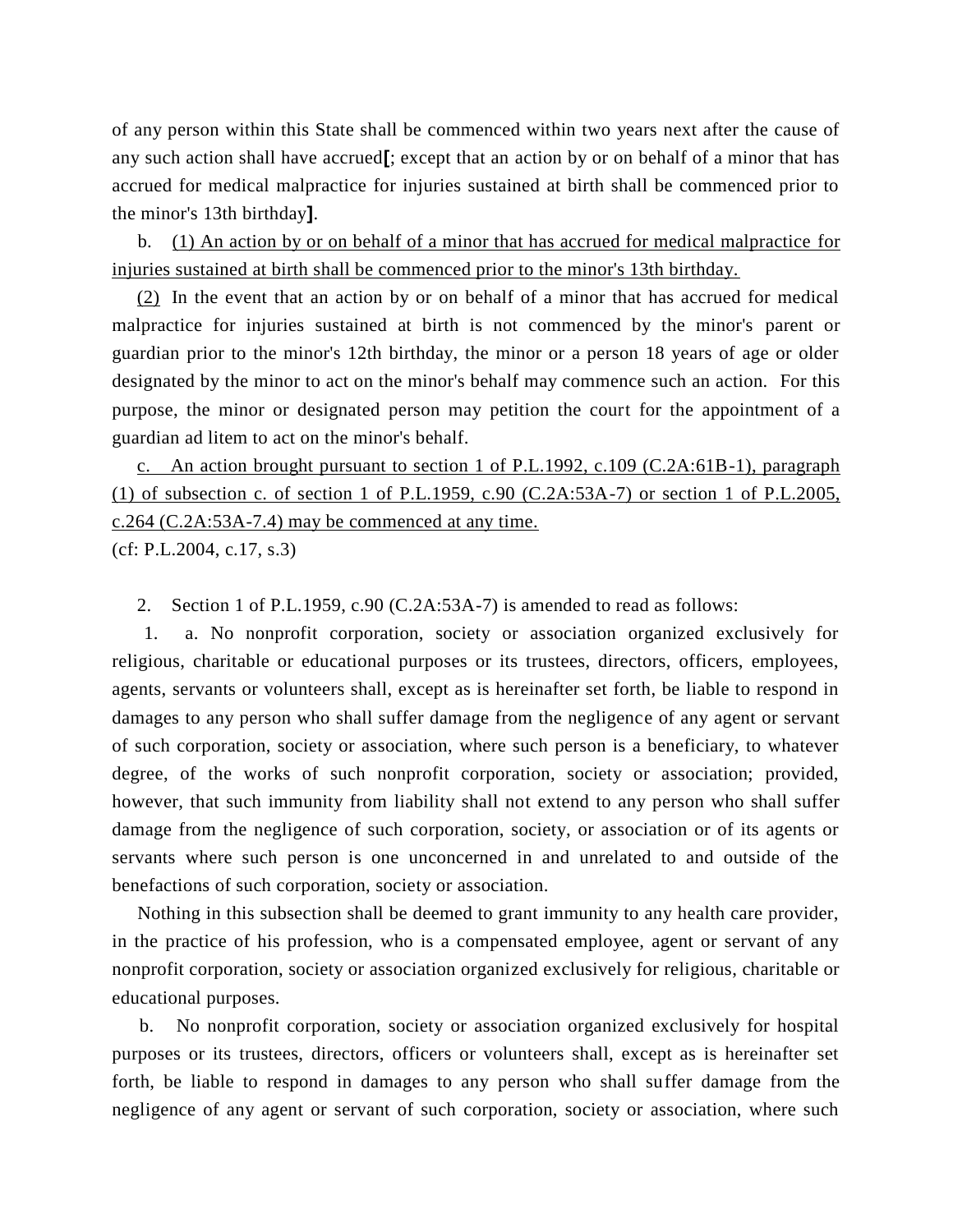of any person within this State shall be commenced within two years next after the cause of any such action shall have accrued**[**; except that an action by or on behalf of a minor that has accrued for medical malpractice for injuries sustained at birth shall be commenced prior to the minor's 13th birthday**]**.

b. <u>(1) An action by or on behalf of a minor that has accrued for medical malpractice for injuries sustained at birth shall be commenced prior to the minor's 13th birthday.</u>

<u>(2)</u> In the event that an action by or on behalf of a minor that has accrued for medical malpractice for injuries sustained at birth is not commenced by the minor's parent or guardian prior to the minor's 12th birthday, the minor or a person 18 years of age or older designated by the minor to act on the minor's behalf may commence such an action. For this purpose, the minor or designated person may petition the court for the appointment of a guardian ad litem to act on the minor's behalf.

<u>c. An action brought pursuant to section 1 of P.L.1992, c.109 (C.2A:61B-1), paragraph (1) of subsection c. of section 1 of P.L.1959, c.90 (C.2A:53A-7) or section 1 of P.L.2005, c.264 (C.2A:53A-7.4) may be commenced at any time.</u>

(cf: P.L.2004, c.17, s.3)

2. Section 1 of P.L.1959, c.90 (C.2A:53A-7) is amended to read as follows:

1. a. No nonprofit corporation, society or association organized exclusively for religious, charitable or educational purposes or its trustees, directors, officers, employees, agents, servants or volunteers shall, except as is hereinafter set forth, be liable to respond in damages to any person who shall suffer damage from the negligence of any agent or servant of such corporation, society or association, where such person is a beneficiary, to whatever degree, of the works of such nonprofit corporation, society or association; provided, however, that such immunity from liability shall not extend to any person who shall suffer damage from the negligence of such corporation, society, or association or of its agents or servants where such person is one unconcerned in and unrelated to and outside of the benefactions of such corporation, society or association.

Nothing in this subsection shall be deemed to grant immunity to any health care provider, in the practice of his profession, who is a compensated employee, agent or servant of any nonprofit corporation, society or association organized exclusively for religious, charitable or educational purposes.

b. No nonprofit corporation, society or association organized exclusively for hospital purposes or its trustees, directors, officers or volunteers shall, except as is hereinafter set forth, be liable to respond in damages to any person who shall suffer damage from the negligence of any agent or servant of such corporation, society or association, where such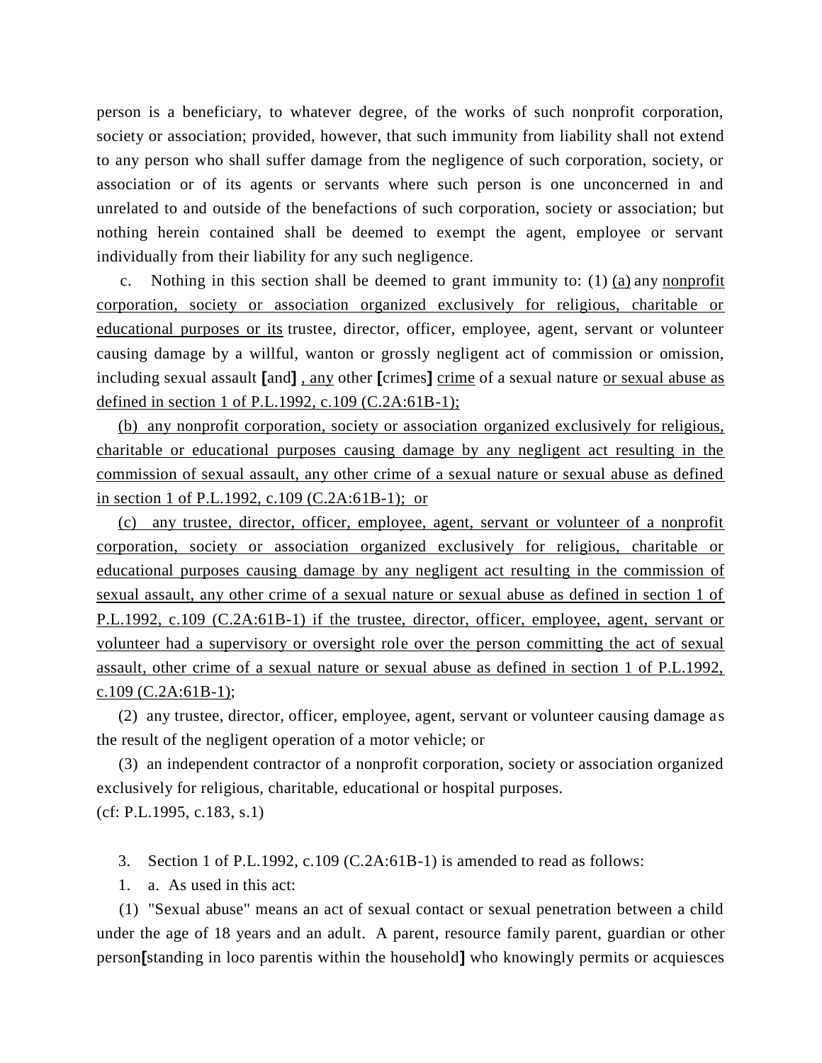person is a beneficiary, to whatever degree, of the works of such nonprofit corporation, society or association; provided, however, that such immunity from liability shall not extend to any person who shall suffer damage from the negligence of such corporation, society, or association or of its agents or servants where such person is one unconcerned in and unrelated to and outside of the benefactions of such corporation, society or association; but nothing herein contained shall be deemed to exempt the agent, employee or servant individually from their liability for any such negligence.

c. Nothing in this section shall be deemed to grant immunity to: (1) <u>(a)</u> any <u>nonprofit corporation, society or association organized exclusively for religious, charitable or educational purposes or its</u> trustee, director, officer, employee, agent, servant or volunteer causing damage by a willful, wanton or grossly negligent act of commission or omission, including sexual assault [and] <u>, any</u> other [crimes] <u>crime</u> of a sexual nature <u>or sexual abuse as defined in section 1 of P.L.1992, c.109 (C.2A:61B-1);</u>

<u>(b) any nonprofit corporation, society or association organized exclusively for religious, charitable or educational purposes causing damage by any negligent act resulting in the commission of sexual assault, any other crime of a sexual nature or sexual abuse as defined in section 1 of P.L.1992, c.109 (C.2A:61B-1); or</u>

<u>(c) any trustee, director, officer, employee, agent, servant or volunteer of a nonprofit corporation, society or association organized exclusively for religious, charitable or educational purposes causing damage by any negligent act resulting in the commission of sexual assault, any other crime of a sexual nature or sexual abuse as defined in section 1 of P.L.1992, c.109 (C.2A:61B-1) if the trustee, director, officer, employee, agent, servant or volunteer had a supervisory or oversight role over the person committing the act of sexual assault, other crime of a sexual nature or sexual abuse as defined in section 1 of P.L.1992, c.109 (C.2A:61B-1);</u>

(2) any trustee, director, officer, employee, agent, servant or volunteer causing damage as the result of the negligent operation of a motor vehicle; or

(3) an independent contractor of a nonprofit corporation, society or association organized exclusively for religious, charitable, educational or hospital purposes.
(cf: P.L.1995, c.183, s.1)

3. Section 1 of P.L.1992, c.109 (C.2A:61B-1) is amended to read as follows:

1. a. As used in this act:

(1) "Sexual abuse" means an act of sexual contact or sexual penetration between a child under the age of 18 years and an adult. A parent, resource family parent, guardian or other person[standing in loco parentis within the household] who knowingly permits or acquiesces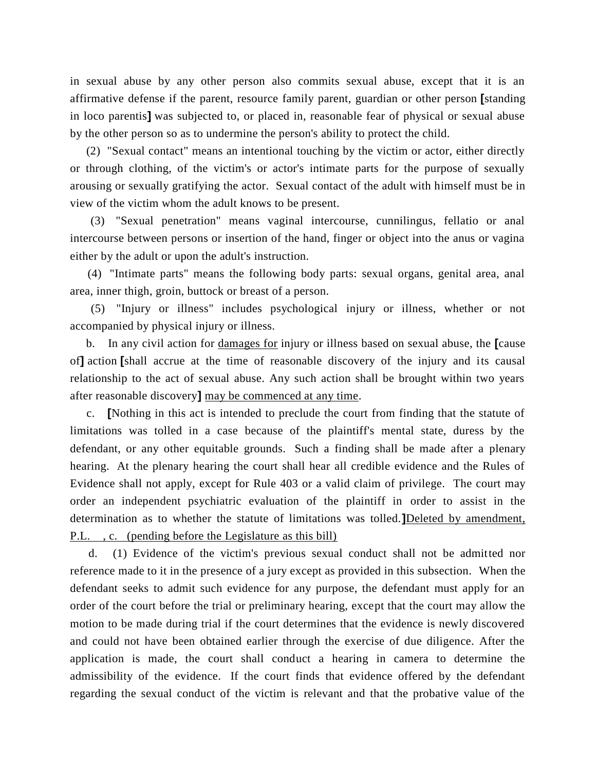in sexual abuse by any other person also commits sexual abuse, except that it is an affirmative defense if the parent, resource family parent, guardian or other person [standing in loco parentis] was subjected to, or placed in, reasonable fear of physical or sexual abuse by the other person so as to undermine the person's ability to protect the child.

(2) "Sexual contact" means an intentional touching by the victim or actor, either directly or through clothing, of the victim's or actor's intimate parts for the purpose of sexually arousing or sexually gratifying the actor. Sexual contact of the adult with himself must be in view of the victim whom the adult knows to be present.

(3) "Sexual penetration" means vaginal intercourse, cunnilingus, fellatio or anal intercourse between persons or insertion of the hand, finger or object into the anus or vagina either by the adult or upon the adult's instruction.

(4) "Intimate parts" means the following body parts: sexual organs, genital area, anal area, inner thigh, groin, buttock or breast of a person.

(5) "Injury or illness" includes psychological injury or illness, whether or not accompanied by physical injury or illness.

b. In any civil action for <u>damages for</u> injury or illness based on sexual abuse, the [cause of] action [shall accrue at the time of reasonable discovery of the injury and its causal relationship to the act of sexual abuse. Any such action shall be brought within two years after reasonable discovery] <u>may be commenced at any time</u>.

c. [Nothing in this act is intended to preclude the court from finding that the statute of limitations was tolled in a case because of the plaintiff's mental state, duress by the defendant, or any other equitable grounds. Such a finding shall be made after a plenary hearing. At the plenary hearing the court shall hear all credible evidence and the Rules of Evidence shall not apply, except for Rule 403 or a valid claim of privilege. The court may order an independent psychiatric evaluation of the plaintiff in order to assist in the determination as to whether the statute of limitations was tolled.]<u>Deleted by amendment, P.L. , c. (pending before the Legislature as this bill)</u>

d. (1) Evidence of the victim's previous sexual conduct shall not be admitted nor reference made to it in the presence of a jury except as provided in this subsection. When the defendant seeks to admit such evidence for any purpose, the defendant must apply for an order of the court before the trial or preliminary hearing, except that the court may allow the motion to be made during trial if the court determines that the evidence is newly discovered and could not have been obtained earlier through the exercise of due diligence. After the application is made, the court shall conduct a hearing in camera to determine the admissibility of the evidence. If the court finds that evidence offered by the defendant regarding the sexual conduct of the victim is relevant and that the probative value of the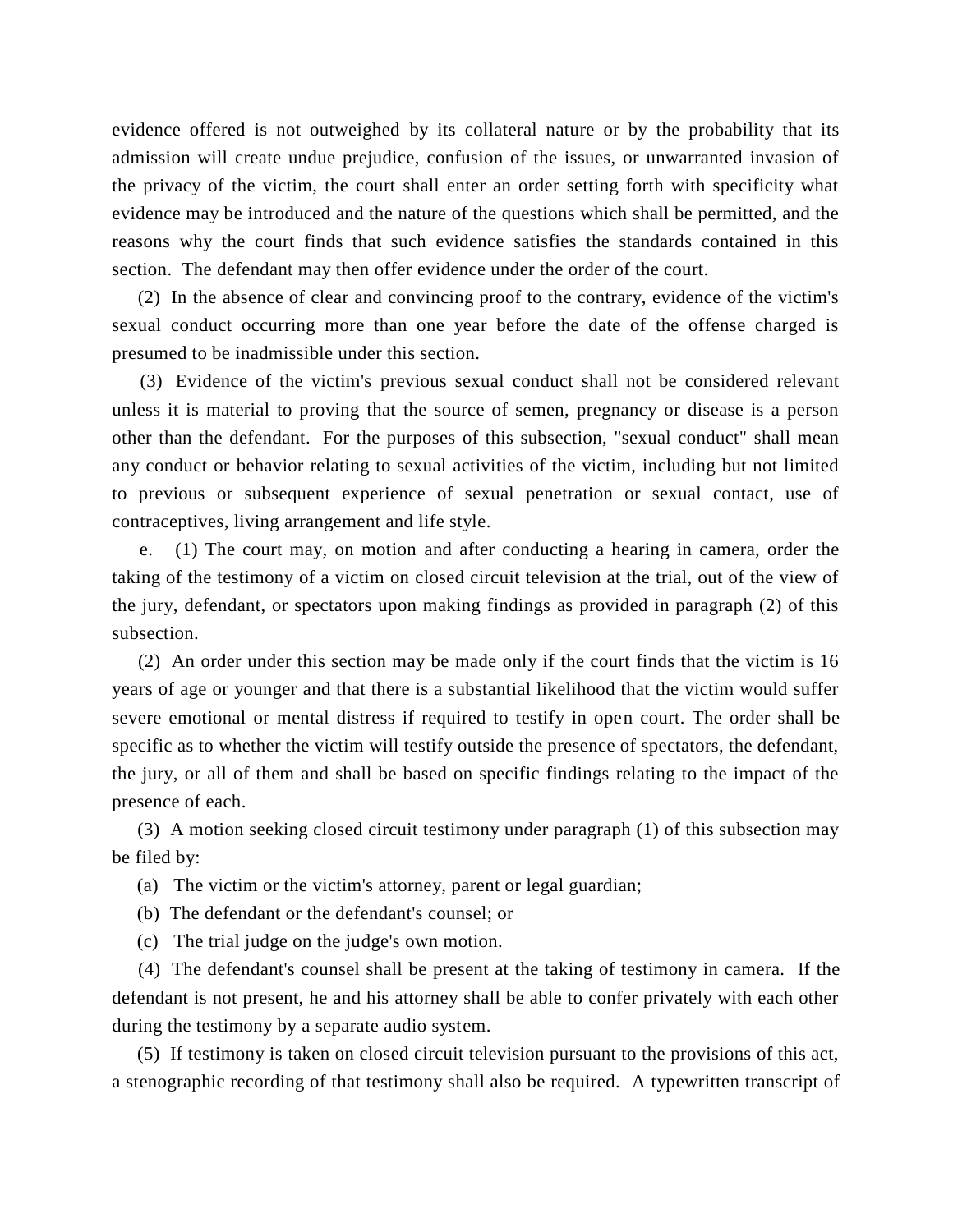evidence offered is not outweighed by its collateral nature or by the probability that its admission will create undue prejudice, confusion of the issues, or unwarranted invasion of the privacy of the victim, the court shall enter an order setting forth with specificity what evidence may be introduced and the nature of the questions which shall be permitted, and the reasons why the court finds that such evidence satisfies the standards contained in this section. The defendant may then offer evidence under the order of the court.

(2) In the absence of clear and convincing proof to the contrary, evidence of the victim's sexual conduct occurring more than one year before the date of the offense charged is presumed to be inadmissible under this section.

(3) Evidence of the victim's previous sexual conduct shall not be considered relevant unless it is material to proving that the source of semen, pregnancy or disease is a person other than the defendant. For the purposes of this subsection, "sexual conduct" shall mean any conduct or behavior relating to sexual activities of the victim, including but not limited to previous or subsequent experience of sexual penetration or sexual contact, use of contraceptives, living arrangement and life style.

e. (1) The court may, on motion and after conducting a hearing in camera, order the taking of the testimony of a victim on closed circuit television at the trial, out of the view of the jury, defendant, or spectators upon making findings as provided in paragraph (2) of this subsection.

(2) An order under this section may be made only if the court finds that the victim is 16 years of age or younger and that there is a substantial likelihood that the victim would suffer severe emotional or mental distress if required to testify in open court. The order shall be specific as to whether the victim will testify outside the presence of spectators, the defendant, the jury, or all of them and shall be based on specific findings relating to the impact of the presence of each.

(3) A motion seeking closed circuit testimony under paragraph (1) of this subsection may be filed by:

(a) The victim or the victim's attorney, parent or legal guardian;

(b) The defendant or the defendant's counsel; or

(c) The trial judge on the judge's own motion.

(4) The defendant's counsel shall be present at the taking of testimony in camera. If the defendant is not present, he and his attorney shall be able to confer privately with each other during the testimony by a separate audio system.

(5) If testimony is taken on closed circuit television pursuant to the provisions of this act, a stenographic recording of that testimony shall also be required. A typewritten transcript of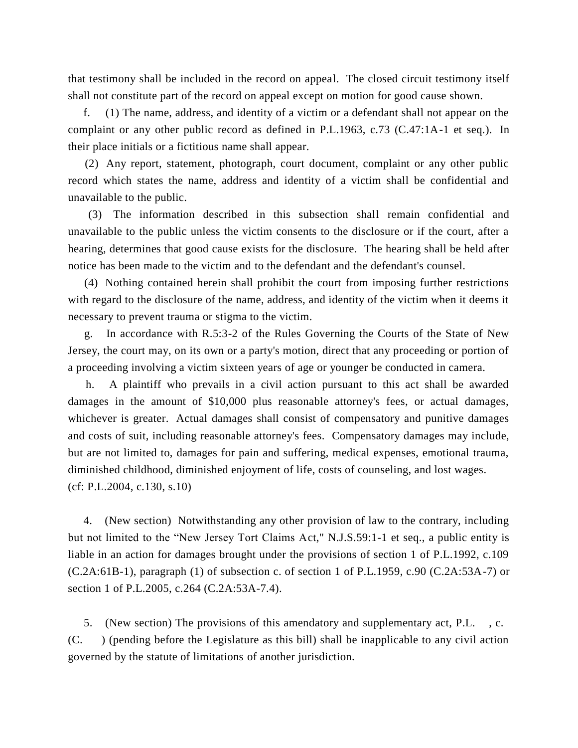that testimony shall be included in the record on appeal. The closed circuit testimony itself shall not constitute part of the record on appeal except on motion for good cause shown.

f. (1) The name, address, and identity of a victim or a defendant shall not appear on the complaint or any other public record as defined in P.L.1963, c.73 (C.47:1A-1 et seq.). In their place initials or a fictitious name shall appear.

(2) Any report, statement, photograph, court document, complaint or any other public record which states the name, address and identity of a victim shall be confidential and unavailable to the public.

(3) The information described in this subsection shall remain confidential and unavailable to the public unless the victim consents to the disclosure or if the court, after a hearing, determines that good cause exists for the disclosure. The hearing shall be held after notice has been made to the victim and to the defendant and the defendant's counsel.

(4) Nothing contained herein shall prohibit the court from imposing further restrictions with regard to the disclosure of the name, address, and identity of the victim when it deems it necessary to prevent trauma or stigma to the victim.

g. In accordance with R.5:3-2 of the Rules Governing the Courts of the State of New Jersey, the court may, on its own or a party's motion, direct that any proceeding or portion of a proceeding involving a victim sixteen years of age or younger be conducted in camera.

h. A plaintiff who prevails in a civil action pursuant to this act shall be awarded damages in the amount of $10,000 plus reasonable attorney's fees, or actual damages, whichever is greater. Actual damages shall consist of compensatory and punitive damages and costs of suit, including reasonable attorney's fees. Compensatory damages may include, but are not limited to, damages for pain and suffering, medical expenses, emotional trauma, diminished childhood, diminished enjoyment of life, costs of counseling, and lost wages.
(cf: P.L.2004, c.130, s.10)

4. (New section) Notwithstanding any other provision of law to the contrary, including but not limited to the "New Jersey Tort Claims Act," N.J.S.59:1-1 et seq., a public entity is liable in an action for damages brought under the provisions of section 1 of P.L.1992, c.109 (C.2A:61B-1), paragraph (1) of subsection c. of section 1 of P.L.1959, c.90 (C.2A:53A-7) or section 1 of P.L.2005, c.264 (C.2A:53A-7.4).

5. (New section) The provisions of this amendatory and supplementary act, P.L. , c. (C. ) (pending before the Legislature as this bill) shall be inapplicable to any civil action governed by the statute of limitations of another jurisdiction.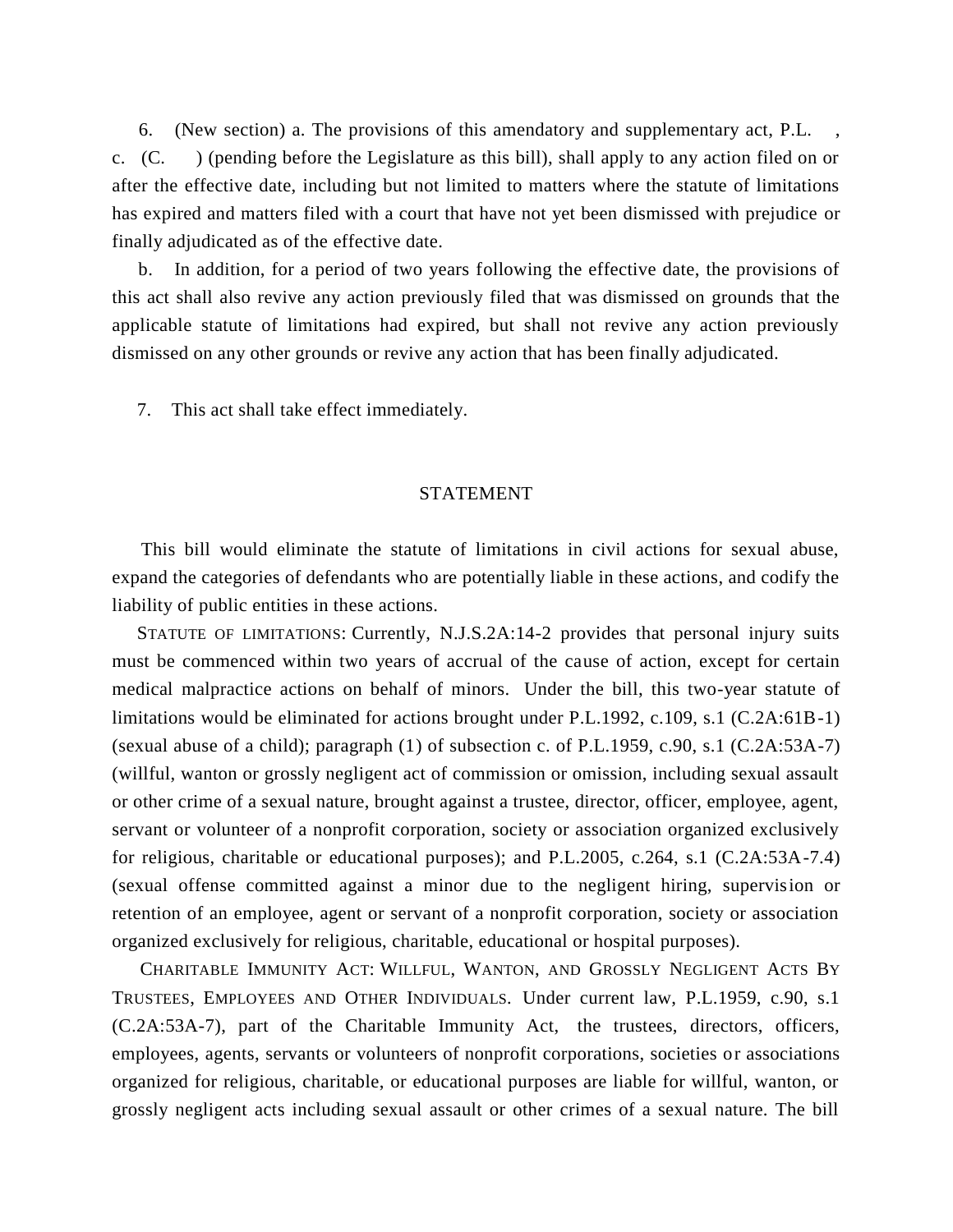6. (New section) a. The provisions of this amendatory and supplementary act, P.L. , c. (C. ) (pending before the Legislature as this bill), shall apply to any action filed on or after the effective date, including but not limited to matters where the statute of limitations has expired and matters filed with a court that have not yet been dismissed with prejudice or finally adjudicated as of the effective date.

b. In addition, for a period of two years following the effective date, the provisions of this act shall also revive any action previously filed that was dismissed on grounds that the applicable statute of limitations had expired, but shall not revive any action previously dismissed on any other grounds or revive any action that has been finally adjudicated.

7. This act shall take effect immediately.

## STATEMENT

This bill would eliminate the statute of limitations in civil actions for sexual abuse, expand the categories of defendants who are potentially liable in these actions, and codify the liability of public entities in these actions.

STATUTE OF LIMITATIONS: Currently, N.J.S.2A:14-2 provides that personal injury suits must be commenced within two years of accrual of the cause of action, except for certain medical malpractice actions on behalf of minors. Under the bill, this two-year statute of limitations would be eliminated for actions brought under P.L.1992, c.109, s.1 (C.2A:61B-1) (sexual abuse of a child); paragraph (1) of subsection c. of P.L.1959, c.90, s.1 (C.2A:53A-7) (willful, wanton or grossly negligent act of commission or omission, including sexual assault or other crime of a sexual nature, brought against a trustee, director, officer, employee, agent, servant or volunteer of a nonprofit corporation, society or association organized exclusively for religious, charitable or educational purposes); and P.L.2005, c.264, s.1 (C.2A:53A-7.4) (sexual offense committed against a minor due to the negligent hiring, supervision or retention of an employee, agent or servant of a nonprofit corporation, society or association organized exclusively for religious, charitable, educational or hospital purposes).

CHARITABLE IMMUNITY ACT: WILLFUL, WANTON, AND GROSSLY NEGLIGENT ACTS BY TRUSTEES, EMPLOYEES AND OTHER INDIVIDUALS. Under current law, P.L.1959, c.90, s.1 (C.2A:53A-7), part of the Charitable Immunity Act, the trustees, directors, officers, employees, agents, servants or volunteers of nonprofit corporations, societies or associations organized for religious, charitable, or educational purposes are liable for willful, wanton, or grossly negligent acts including sexual assault or other crimes of a sexual nature. The bill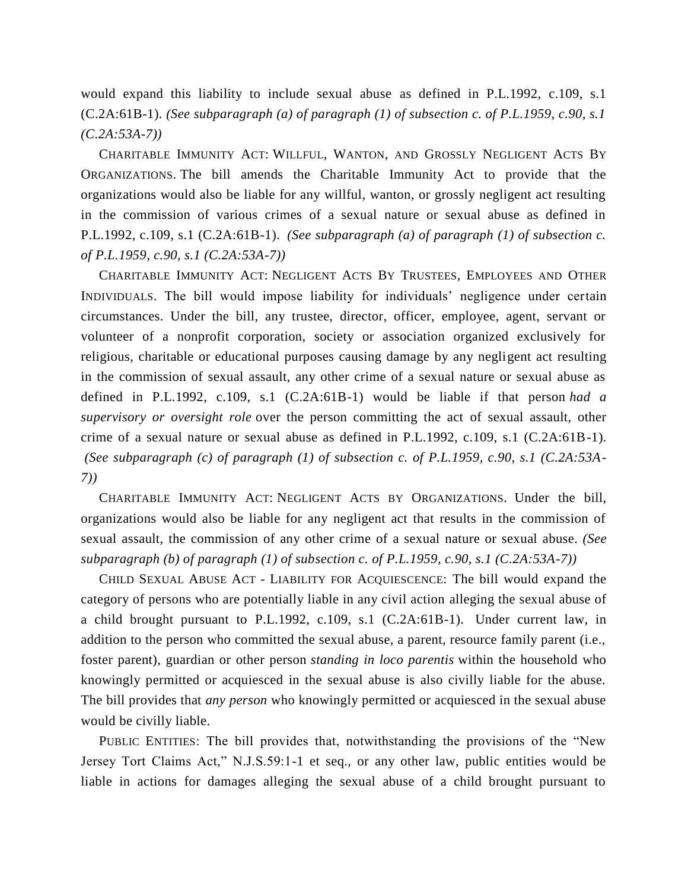would expand this liability to include sexual abuse as defined in P.L.1992, c.109, s.1 (C.2A:61B-1). *(See subparagraph (a) of paragraph (1) of subsection c. of P.L.1959, c.90, s.1 (C.2A:53A-7))*

CHARITABLE IMMUNITY ACT: WILLFUL, WANTON, AND GROSSLY NEGLIGENT ACTS BY ORGANIZATIONS. The bill amends the Charitable Immunity Act to provide that the organizations would also be liable for any willful, wanton, or grossly negligent act resulting in the commission of various crimes of a sexual nature or sexual abuse as defined in P.L.1992, c.109, s.1 (C.2A:61B-1). *(See subparagraph (a) of paragraph (1) of subsection c. of P.L.1959, c.90, s.1 (C.2A:53A-7))*

CHARITABLE IMMUNITY ACT: NEGLIGENT ACTS BY TRUSTEES, EMPLOYEES AND OTHER INDIVIDUALS. The bill would impose liability for individuals' negligence under certain circumstances. Under the bill, any trustee, director, officer, employee, agent, servant or volunteer of a nonprofit corporation, society or association organized exclusively for religious, charitable or educational purposes causing damage by any negligent act resulting in the commission of sexual assault, any other crime of a sexual nature or sexual abuse as defined in P.L.1992, c.109, s.1 (C.2A:61B-1) would be liable if that person *had a supervisory or oversight role* over the person committing the act of sexual assault, other crime of a sexual nature or sexual abuse as defined in P.L.1992, c.109, s.1 (C.2A:61B-1). *(See subparagraph (c) of paragraph (1) of subsection c. of P.L.1959, c.90, s.1 (C.2A:53A-7))*

CHARITABLE IMMUNITY ACT: NEGLIGENT ACTS BY ORGANIZATIONS. Under the bill, organizations would also be liable for any negligent act that results in the commission of sexual assault, the commission of any other crime of a sexual nature or sexual abuse. *(See subparagraph (b) of paragraph (1) of subsection c. of P.L.1959, c.90, s.1 (C.2A:53A-7))*

CHILD SEXUAL ABUSE ACT - LIABILITY FOR ACQUIESCENCE: The bill would expand the category of persons who are potentially liable in any civil action alleging the sexual abuse of a child brought pursuant to P.L.1992, c.109, s.1 (C.2A:61B-1). Under current law, in addition to the person who committed the sexual abuse, a parent, resource family parent (i.e., foster parent), guardian or other person *standing in loco parentis* within the household who knowingly permitted or acquiesced in the sexual abuse is also civilly liable for the abuse. The bill provides that *any person* who knowingly permitted or acquiesced in the sexual abuse would be civilly liable.

PUBLIC ENTITIES: The bill provides that, notwithstanding the provisions of the "New Jersey Tort Claims Act," N.J.S.59:1-1 et seq., or any other law, public entities would be liable in actions for damages alleging the sexual abuse of a child brought pursuant to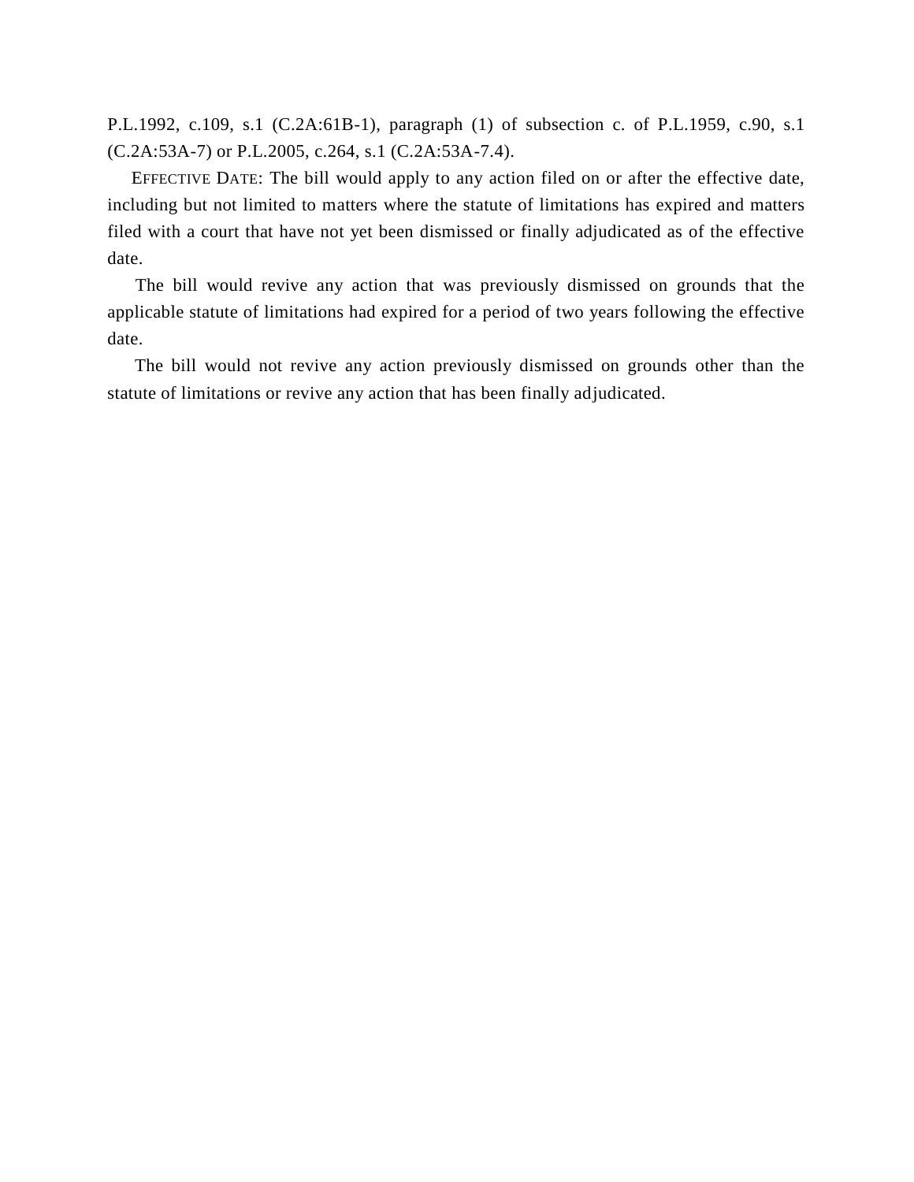P.L.1992, c.109, s.1 (C.2A:61B-1), paragraph (1) of subsection c. of P.L.1959, c.90, s.1 (C.2A:53A-7) or P.L.2005, c.264, s.1 (C.2A:53A-7.4).

EFFECTIVE DATE: The bill would apply to any action filed on or after the effective date, including but not limited to matters where the statute of limitations has expired and matters filed with a court that have not yet been dismissed or finally adjudicated as of the effective date.

The bill would revive any action that was previously dismissed on grounds that the applicable statute of limitations had expired for a period of two years following the effective date.

The bill would not revive any action previously dismissed on grounds other than the statute of limitations or revive any action that has been finally adjudicated.